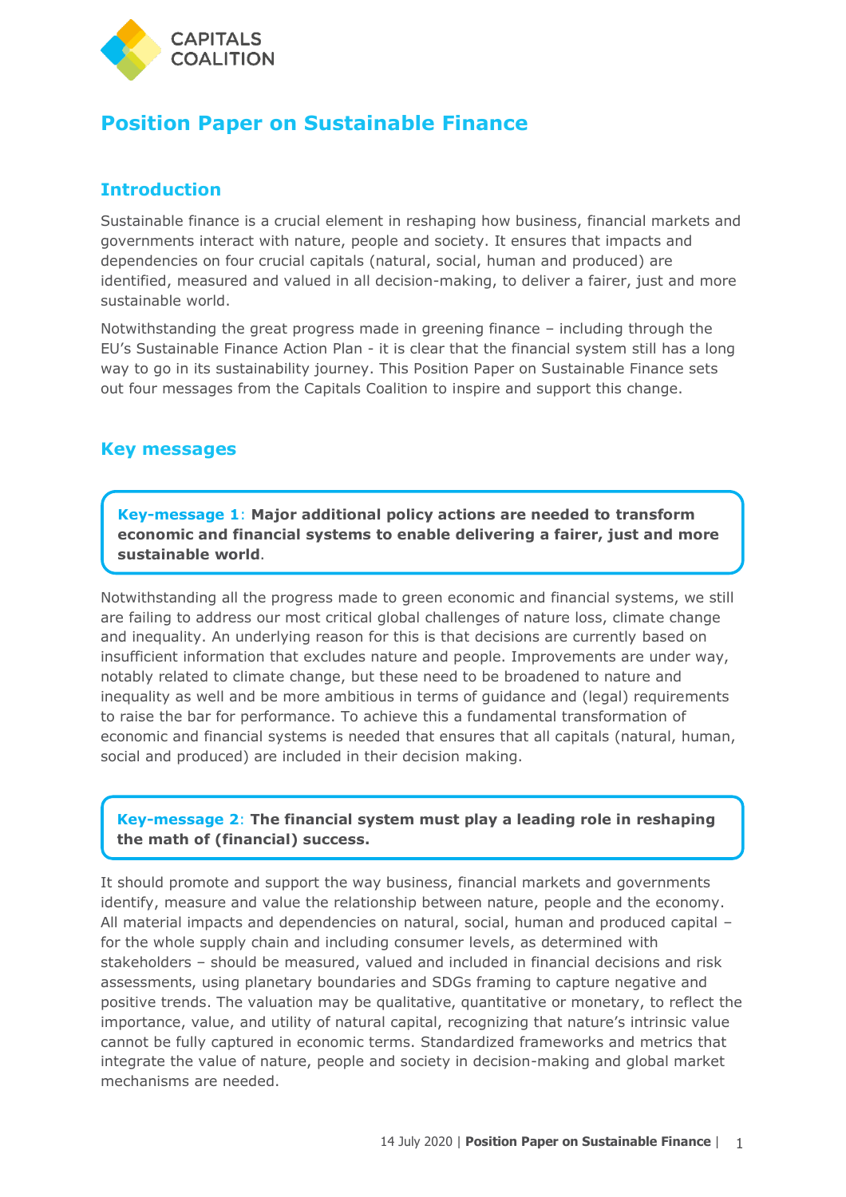CAPITALS COALITION

# Position Paper on Sustainable Finance

## Introduction

Sustainable finance is a crucial element in reshaping how business, financial markets and governments interact with nature, people and society. It ensures that impacts and dependencies on four crucial capitals (natural, social, human and produced) are identified, measured and valued in all decision-making, to deliver a fairer, just and more sustainable world.

Notwithstanding the great progress made in greening finance – including through the EU's Sustainable Finance Action Plan - it is clear that the financial system still has a long way to go in its sustainability journey. This Position Paper on Sustainable Finance sets out four messages from the Capitals Coalition to inspire and support this change.

## Key messages

> **Key-message 1**: **Major additional policy actions are needed to transform economic and financial systems to enable delivering a fairer, just and more sustainable world**.

Notwithstanding all the progress made to green economic and financial systems, we still are failing to address our most critical global challenges of nature loss, climate change and inequality. An underlying reason for this is that decisions are currently based on insufficient information that excludes nature and people. Improvements are under way, notably related to climate change, but these need to be broadened to nature and inequality as well and be more ambitious in terms of guidance and (legal) requirements to raise the bar for performance. To achieve this a fundamental transformation of economic and financial systems is needed that ensures that all capitals (natural, human, social and produced) are included in their decision making.

> **Key-message 2**: **The financial system must play a leading role in reshaping the math of (financial) success.**

It should promote and support the way business, financial markets and governments identify, measure and value the relationship between nature, people and the economy. All material impacts and dependencies on natural, social, human and produced capital – for the whole supply chain and including consumer levels, as determined with stakeholders – should be measured, valued and included in financial decisions and risk assessments, using planetary boundaries and SDGs framing to capture negative and positive trends. The valuation may be qualitative, quantitative or monetary, to reflect the importance, value, and utility of natural capital, recognizing that nature's intrinsic value cannot be fully captured in economic terms. Standardized frameworks and metrics that integrate the value of nature, people and society in decision-making and global market mechanisms are needed.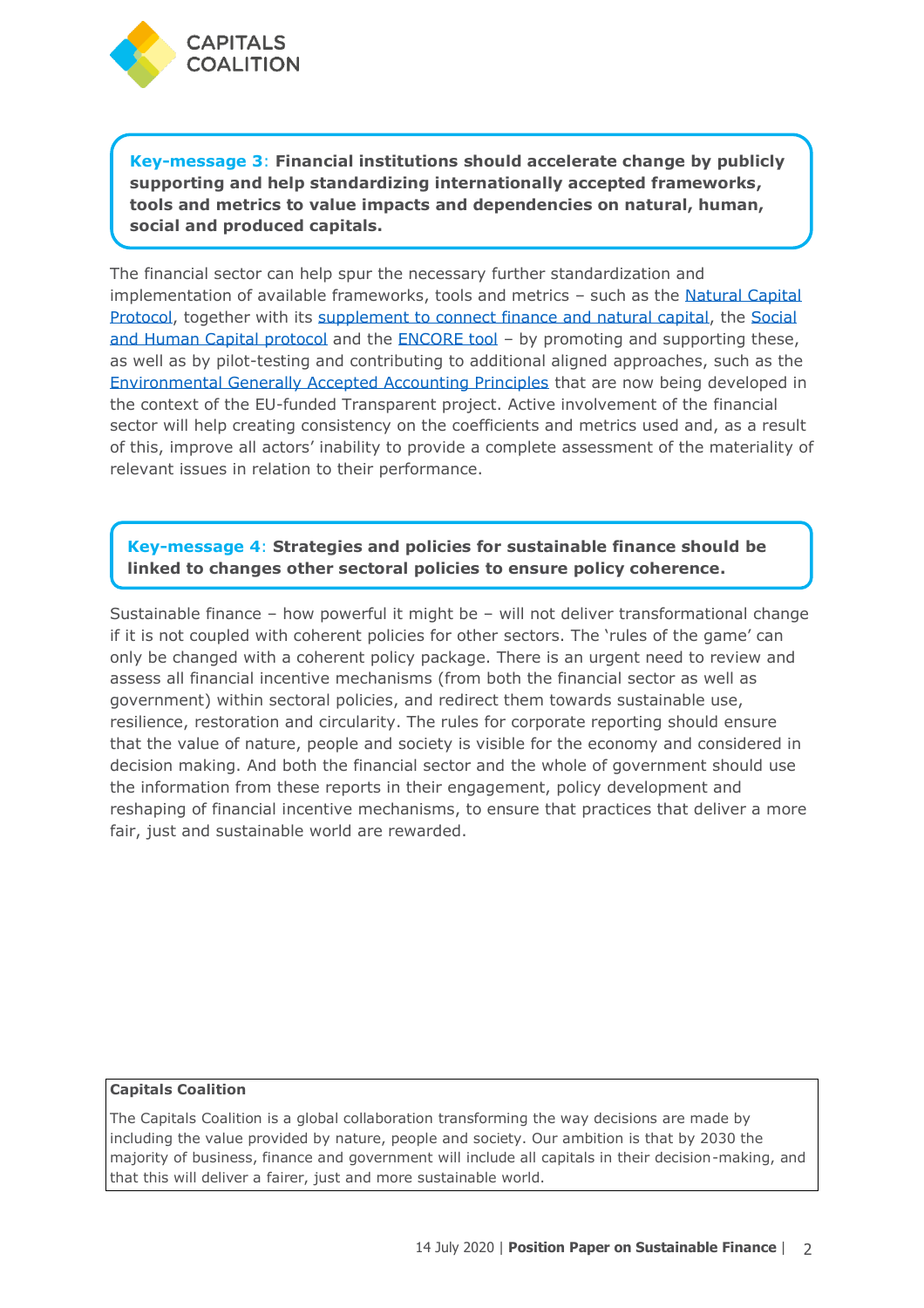**Key-message 3**: **Financial institutions should accelerate change by publicly supporting and help standardizing internationally accepted frameworks, tools and metrics to value impacts and dependencies on natural, human, social and produced capitals.**

The financial sector can help spur the necessary further standardization and implementation of available frameworks, tools and metrics – such as the Natural Capital Protocol, together with its supplement to connect finance and natural capital, the Social and Human Capital protocol and the ENCORE tool – by promoting and supporting these, as well as by pilot-testing and contributing to additional aligned approaches, such as the Environmental Generally Accepted Accounting Principles that are now being developed in the context of the EU-funded Transparent project. Active involvement of the financial sector will help creating consistency on the coefficients and metrics used and, as a result of this, improve all actors' inability to provide a complete assessment of the materiality of relevant issues in relation to their performance.

**Key-message 4**: **Strategies and policies for sustainable finance should be linked to changes other sectoral policies to ensure policy coherence.**

Sustainable finance – how powerful it might be – will not deliver transformational change if it is not coupled with coherent policies for other sectors. The 'rules of the game' can only be changed with a coherent policy package. There is an urgent need to review and assess all financial incentive mechanisms (from both the financial sector as well as government) within sectoral policies, and redirect them towards sustainable use, resilience, restoration and circularity. The rules for corporate reporting should ensure that the value of nature, people and society is visible for the economy and considered in decision making. And both the financial sector and the whole of government should use the information from these reports in their engagement, policy development and reshaping of financial incentive mechanisms, to ensure that practices that deliver a more fair, just and sustainable world are rewarded.

**Capitals Coalition**

The Capitals Coalition is a global collaboration transforming the way decisions are made by including the value provided by nature, people and society. Our ambition is that by 2030 the majority of business, finance and government will include all capitals in their decision-making, and that this will deliver a fairer, just and more sustainable world.